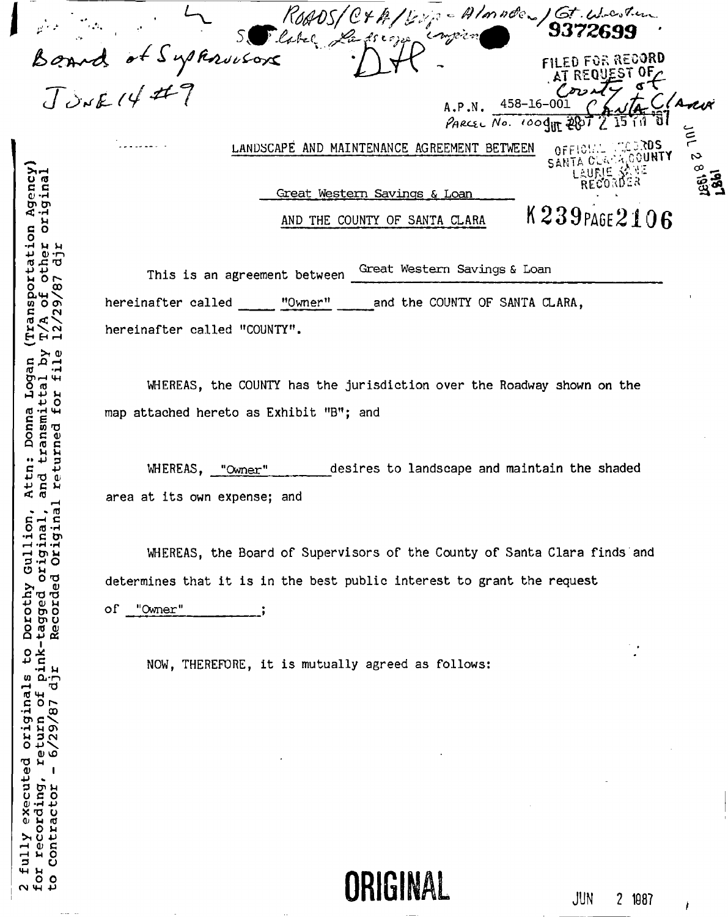Board of Supervisors

June 14 #9

ROADS/C&A/Exp - Almaden / Gt. Western

S. label Landscape Maint.

DH

9372699

FILED FOR RECORD AT REQUEST OF County of Santa Clara

A.P.N. 458-16-001

Parcel No. 1009

JUL 2 8 1987

OFFICIAL RECORDS SANTA CLARA COUNTY LAURIE RECORDER

K239 PAGE 2106

2 fully executed originals to Dorothy Gullion, Attn: Donna Logan (Transportation Agency) for recording, return of pink-tagged original, and transmittal by T/A of other original to Contractor - 6/29/87 djr Recorded Original returned for file 12/29/87 djr

LANDSCAPE AND MAINTENANCE AGREEMENT BETWEEN

Great Western Savings & Loan

AND THE COUNTY OF SANTA CLARA

This is an agreement between Great Western Savings & Loan hereinafter called "Owner" and the COUNTY OF SANTA CLARA, hereinafter called "COUNTY".

WHEREAS, the COUNTY has the jurisdiction over the Roadway shown on the map attached hereto as Exhibit "B"; and

WHEREAS, "Owner" desires to landscape and maintain the shaded area at its own expense; and

WHEREAS, the Board of Supervisors of the County of Santa Clara finds and determines that it is in the best public interest to grant the request of "Owner";

NOW, THEREFORE, it is mutually agreed as follows:

ORIGINAL

JUN 2 1987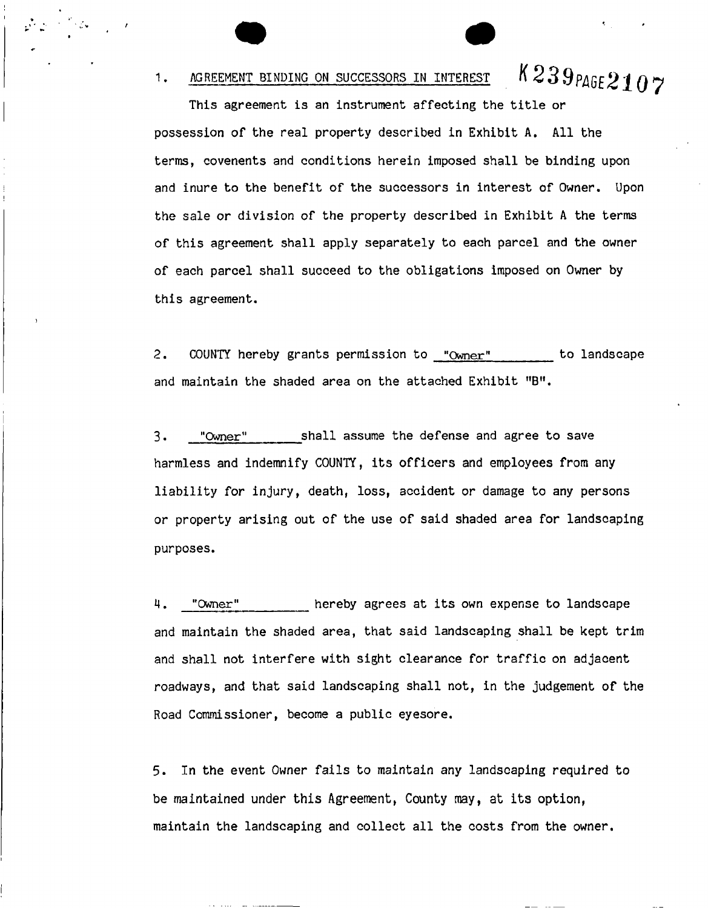1. <u>AGREEMENT BINDING ON SUCCESSORS IN INTEREST</u> K239PAGE2107

This agreement is an instrument affecting the title or possession of the real property described in Exhibit A. All the terms, covenents and conditions herein imposed shall be binding upon and inure to the benefit of the successors in interest of Owner. Upon the sale or division of the property described in Exhibit A the terms of this agreement shall apply separately to each parcel and the owner of each parcel shall succeed to the obligations imposed on Owner by this agreement.

2. COUNTY hereby grants permission to <u>"Owner"</u> to landscape and maintain the shaded area on the attached Exhibit "B".

3. <u>"Owner"</u> shall assume the defense and agree to save harmless and indemnify COUNTY, its officers and employees from any liability for injury, death, loss, accident or damage to any persons or property arising out of the use of said shaded area for landscaping purposes.

4. <u>"Owner"</u> hereby agrees at its own expense to landscape and maintain the shaded area, that said landscaping shall be kept trim and shall not interfere with sight clearance for traffic on adjacent roadways, and that said landscaping shall not, in the judgement of the Road Commissioner, become a public eyesore.

5. In the event Owner fails to maintain any landscaping required to be maintained under this Agreement, County may, at its option, maintain the landscaping and collect all the costs from the owner.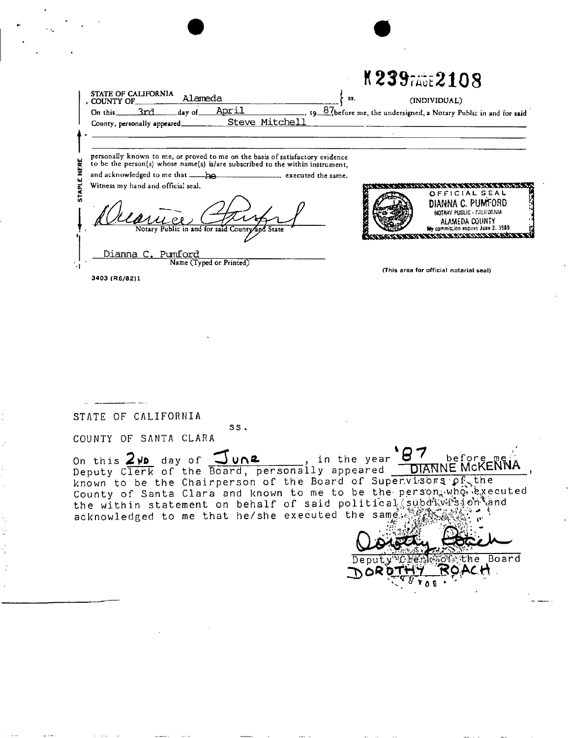K239PAGE2108

STATE OF CALIFORNIA
COUNTY OF Alameda } ss. (INDIVIDUAL)

On this 3rd day of April, 19 87 before me, the undersigned, a Notary Public in and for said County, personally appeared Steve Mitchell

personally known to me, or proved to me on the basis of satisfactory evidence to be the person(s) whose name(s) is/are subscribed to the within instrument, and acknowledged to me that he executed the same.

Witness my hand and official seal.

STAPLE HERE

Notary Public in and for said County and State

Dianna C. Pumford
Name (Typed or Printed)

OFFICIAL SEAL
DIANNA C. PUMFORD
NOTARY PUBLIC - CALIFORNIA
ALAMEDA COUNTY
My commission expires June 2, 1989

(This area for official notarial seal)

3403 (R6/82)1

STATE OF CALIFORNIA
ss.
COUNTY OF SANTA CLARA

On this 2ND day of June, in the year '87 before me, Deputy Clerk of the Board, personally appeared DIANNE McKENNA, known to be the Chairperson of the Board of Supervisors of the County of Santa Clara and known to me to be the person who executed the within statement on behalf of said political subdivision and acknowledged to me that he/she executed the same.

Deputy Clerk of the Board
DOROTHY ROACH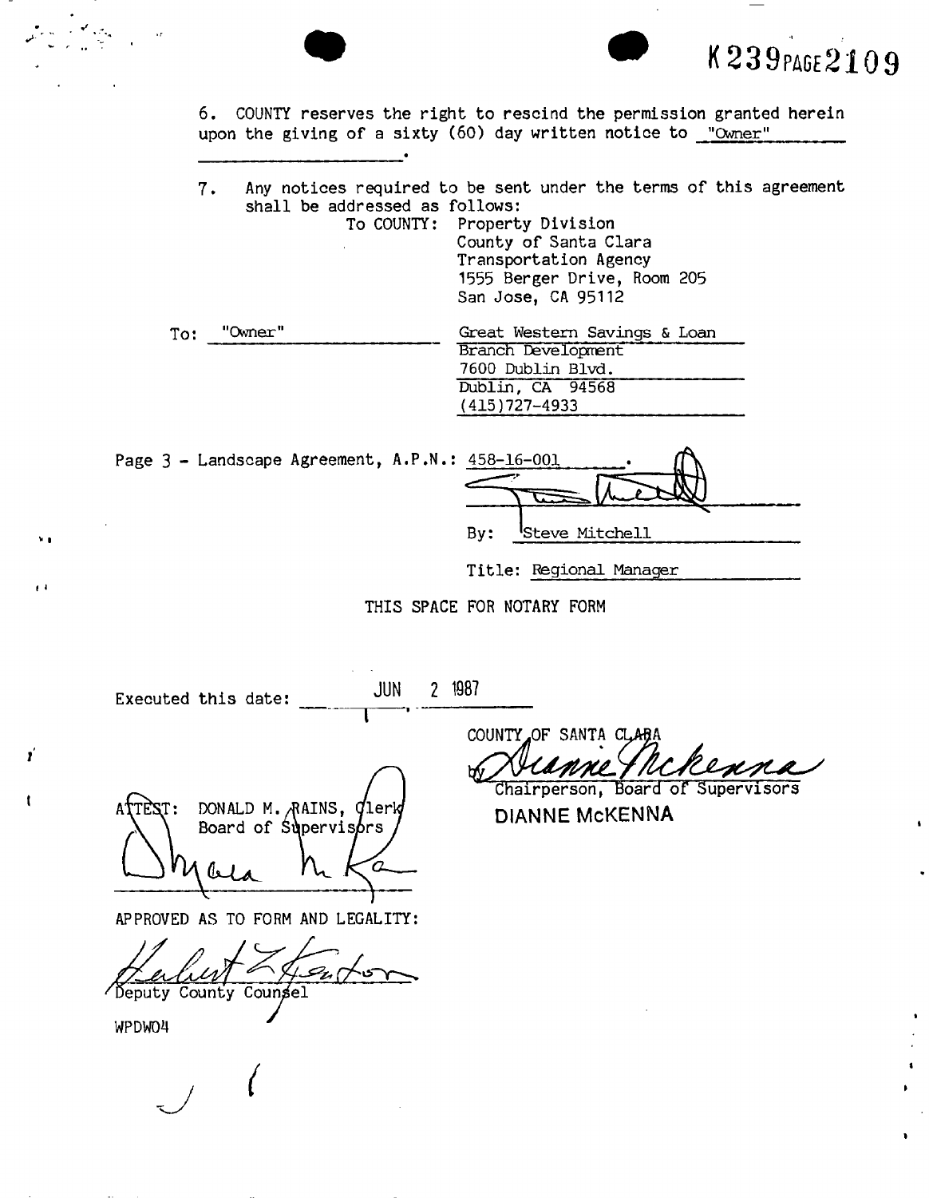K239PAGE2109

6. COUNTY reserves the right to rescind the permission granted herein upon the giving of a sixty (60) day written notice to "Owner" ____________________.

7. Any notices required to be sent under the terms of this agreement shall be addressed as follows:

To COUNTY: Property Division
County of Santa Clara
Transportation Agency
1555 Berger Drive, Room 205
San Jose, CA 95112

To: "Owner"
Great Western Savings & Loan
Branch Development
7600 Dublin Blvd.
Dublin, CA 94568
(415)727-4933

Page 3 - Landscape Agreement, A.P.N.: 458-16-001.

By: Steve Mitchell

Title: Regional Manager

THIS SPACE FOR NOTARY FORM

Executed this date: JUN 2 1987

COUNTY OF SANTA CLARA

by Dianne McKenna

Chairperson, Board of Supervisors

DIANNE McKENNA

ATTEST: DONALD M. RAINS, Clerk
Board of Supervisors

APPROVED AS TO FORM AND LEGALITY:

Deputy County Counsel

WPDW04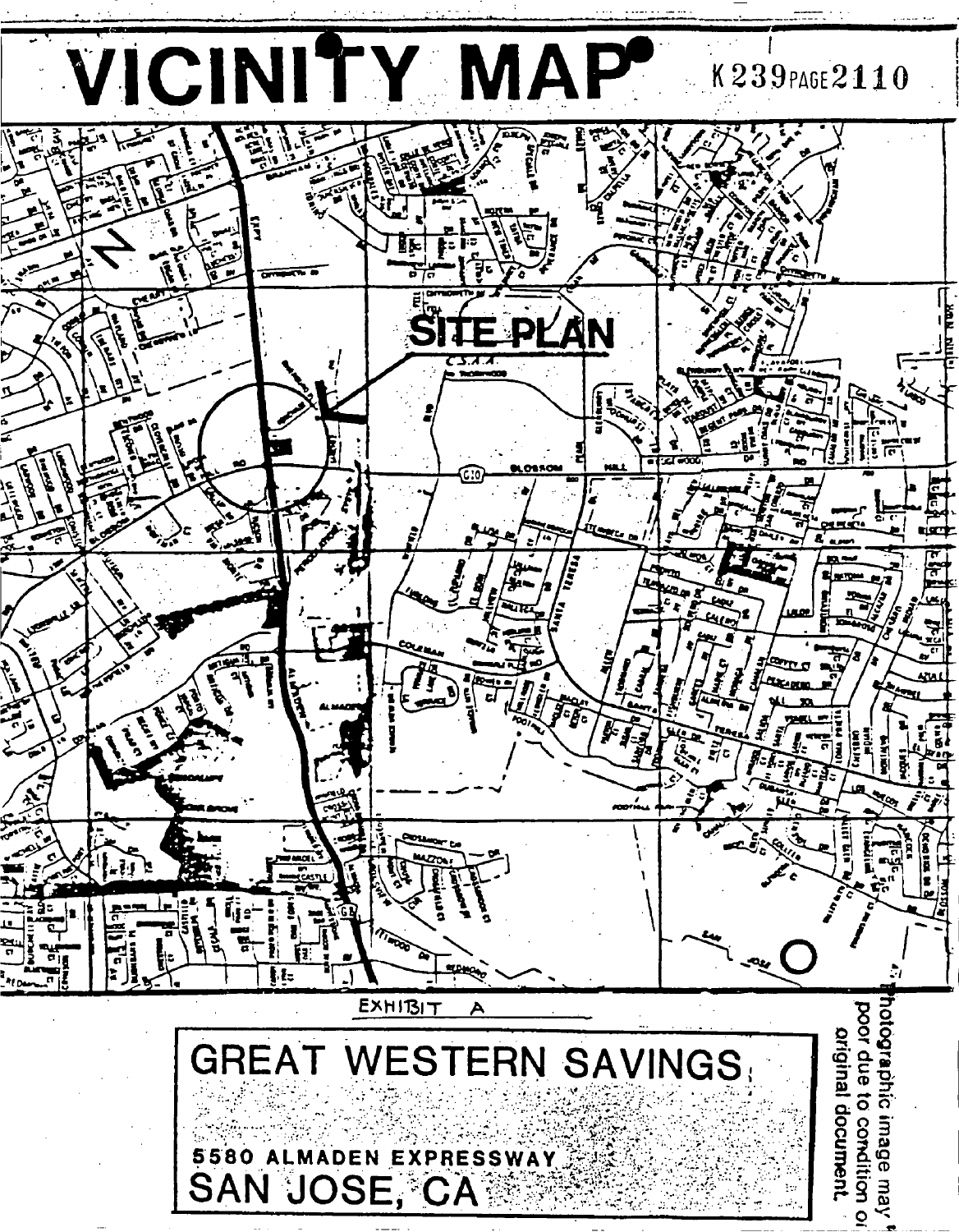# VICINITY MAP

K 239 PAGE 2110

SITE PLAN

EXHIBIT A

**GREAT WESTERN SAVINGS**

**5580 ALMADEN EXPRESSWAY**

**SAN JOSE, CA**

Photographic image may be poor due to condition of original document.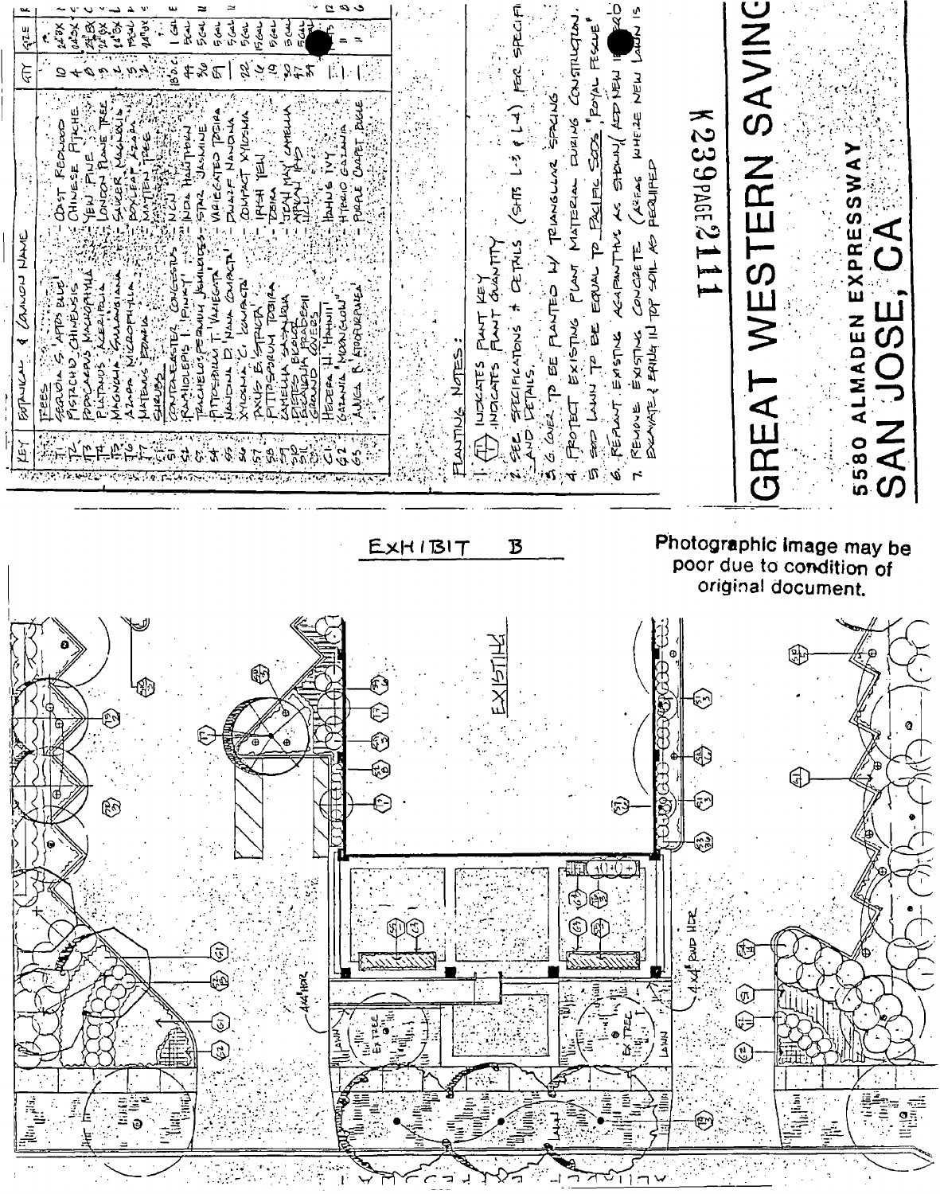# EXHIBIT B

Photographic image may be poor due to condition of original document.

| KEY | BOTANICAL & COMMON NAME | | QTY | SIZE |
|---|---|---|---|---|
| | TREES | | | |
| T1 | SEQUOIA S. 'APTOS BLUE' | COAST REDWOOD | 10 | 24"BX |
| T2 | PISTACHIO CHINENSIS | CHINESE PISTACHE | 4 | 24"BX |
| T3 | PODOCARPUS MACROPHYLLA | YEW PINE | 8 | 24"BX |
| T4 | PLATANUS ACERIFOLIA | LONDON PLANE TREE | 9 | 24"BX |
| T5 | MAGNOLIA SOULANGIANA | SAUCER MAGNOLIA | 3 | 24"BX |
| T6 | AZARA MICROPHYLLA | BOXLEAF AZARA | 5 | 15GAL |
| T7 | MAYTENUS BOARIA | MAYTEN TREE | 2 | 24"BX |
| | SHRUBS | | | |
| S1 | COTONEASTER CONGESTUS | N.C.N. | 130 | 1 GAL |
| S2 | RAPHIOLEPIS I. 'PINK' | INDIA HAWTHORN | 44 | 5GAL |
| S3 | TRACHELOSPERMUM JASMINOIDES | STAR JASMINE | 36 | 5GAL |
| S4 | PITTOSPORUM T. VARIEGATA | VARIEGATED TOBIRA | 59 | 5GAL |
| S5 | NANDINA D. 'NANA COMPACTA' | DWARF NANDINA | 22 | 5GAL |
| S6 | XYLOSMA C. 'COMPACTA' | COMPACT XYLOSMA | 12 | 15GAL |
| S7 | TAXUS B. 'STRICTA' | IRISH YEW | 19 | 5GAL |
| S8 | PITTOSPORUM TOBIRA | TOBIRA | 30 | 5GAL |
| S9 | CAMELLIA SASANQUA | 'JEAN MAY' CAMELLIA | 47 | 5GAL |
| S10 | DIETES BICOLOR | AFRICAN IRIS | 34 | " |
| S11 | ESCALLONIA FRADESII | N.C.N. | | " |
| | GROUND COVERS | | | |
| G1 | HEDERA H. 'HAHNII' | HAHNS IVY | | |
| G2 | GAZANIA 'MOONGLOW' | HYBRID GAZANIA | | |
| G3 | AJUGA R. ATROPURPUREA | PURPLE CARPET BUGLE | | |

## PLANTING NOTES:

1. INDICATES PLANT KEY / INDICATES PLANT QUANTITY
2. SEE SPECIFICATIONS & DETAILS (SHTS L-3 & L-4) FOR SPECIFIC AND DETAILS.
3. G. COVER TO BE PLANTED W/ TRIANGULAR SPACING
4. PROTECT EXISTING PLANT MATERIAL DURING CONSTRUCTION.
5. SOD LAWN TO BE EQUAL TO PACIFIC SODS 'ROYAL FESCUE'
6. REPLANT EXISTING AGAPANTHUS AS SHOWN / ADD NEW ... TO
7. REMOVE EXISTING CONCRETE (AREAS WHERE NEW LAWN IS) EXCAVATE & BRING IN TOP SOIL AS REQUIRED

K239 PAGE 2111

# GREAT WESTERN SAVING

5580 ALMADEN EXPRESSWAY
SAN JOSE, CA

EXISTING

4x4" BND HDR

EX. TREE

LAWN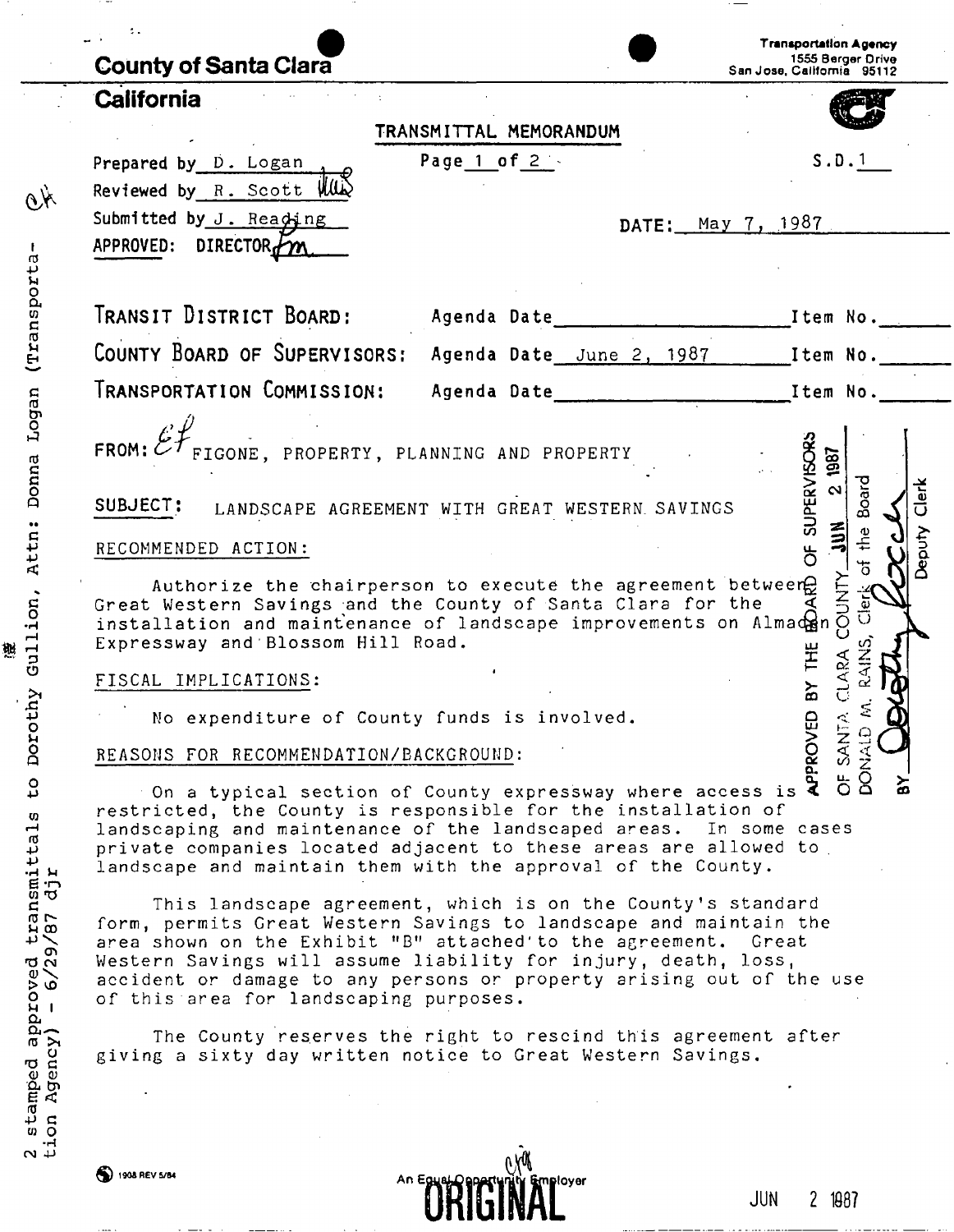**County of Santa Clara**

**California**

Transportation Agency
1555 Berger Drive
San Jose, California 95112

TRANSMITTAL MEMORANDUM

Page 1 of 2

S.D.1

Prepared by D. Logan

Reviewed by R. Scott

Submitted by J. Reading

APPROVED: DIRECTOR

DATE: May 7, 1987

| | | |
|---|---|---|
| TRANSIT DISTRICT BOARD: | Agenda Date | Item No. |
| COUNTY BOARD OF SUPERVISORS: | Agenda Date June 2, 1987 | Item No. |
| TRANSPORTATION COMMISSION: | Agenda Date | Item No. |

FROM: FIGONE, PROPERTY, PLANNING AND PROPERTY

SUBJECT: LANDSCAPE AGREEMENT WITH GREAT WESTERN SAVINGS

APPROVED BY THE BOARD OF SUPERVISORS OF SANTA CLARA COUNTY JUN 2 1987
DONALD M. RAINS, Clerk of the Board
BY Deputy Clerk

RECOMMENDED ACTION:

Authorize the chairperson to execute the agreement between Great Western Savings and the County of Santa Clara for the installation and maintenance of landscape improvements on Almaden Expressway and Blossom Hill Road.

FISCAL IMPLICATIONS:

No expenditure of County funds is involved.

REASONS FOR RECOMMENDATION/BACKGROUND:

On a typical section of County expressway where access is restricted, the County is responsible for the installation of landscaping and maintenance of the landscaped areas. In some cases private companies located adjacent to these areas are allowed to landscape and maintain them with the approval of the County.

This landscape agreement, which is on the County's standard form, permits Great Western Savings to landscape and maintain the area shown on the Exhibit "B" attached to the agreement. Great Western Savings will assume liability for injury, death, loss, accident or damage to any persons or property arising out of the use of this area for landscaping purposes.

The County reserves the right to rescind this agreement after giving a sixty day written notice to Great Western Savings.

2 stamped approved transmittals to Dorothy Gullion, Attn: Donna Logan (Transportation Agency) - 6/29/87 djr

An Equal Opportunity Employer

ORIGINAL

JUN 2 1987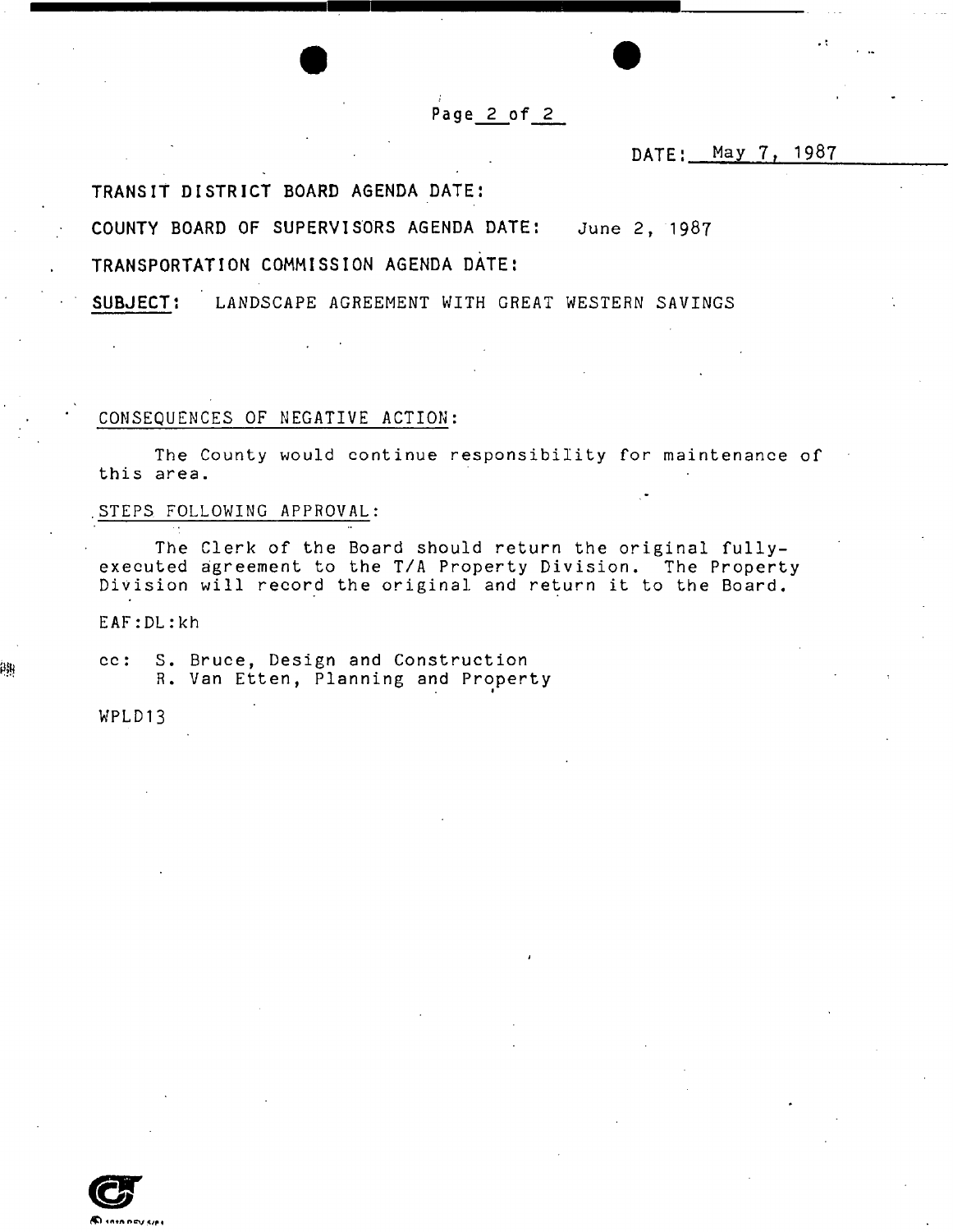DATE: May 7, 1987

TRANSIT DISTRICT BOARD AGENDA DATE:

COUNTY BOARD OF SUPERVISORS AGENDA DATE: June 2, 1987

TRANSPORTATION COMMISSION AGENDA DATE:

**SUBJECT:** LANDSCAPE AGREEMENT WITH GREAT WESTERN SAVINGS

CONSEQUENCES OF NEGATIVE ACTION:

The County would continue responsibility for maintenance of this area.

STEPS FOLLOWING APPROVAL:

The Clerk of the Board should return the original fully-executed agreement to the T/A Property Division. The Property Division will record the original and return it to the Board.

EAF:DL:kh

cc: S. Bruce, Design and Construction
R. Van Etten, Planning and Property

WPLD13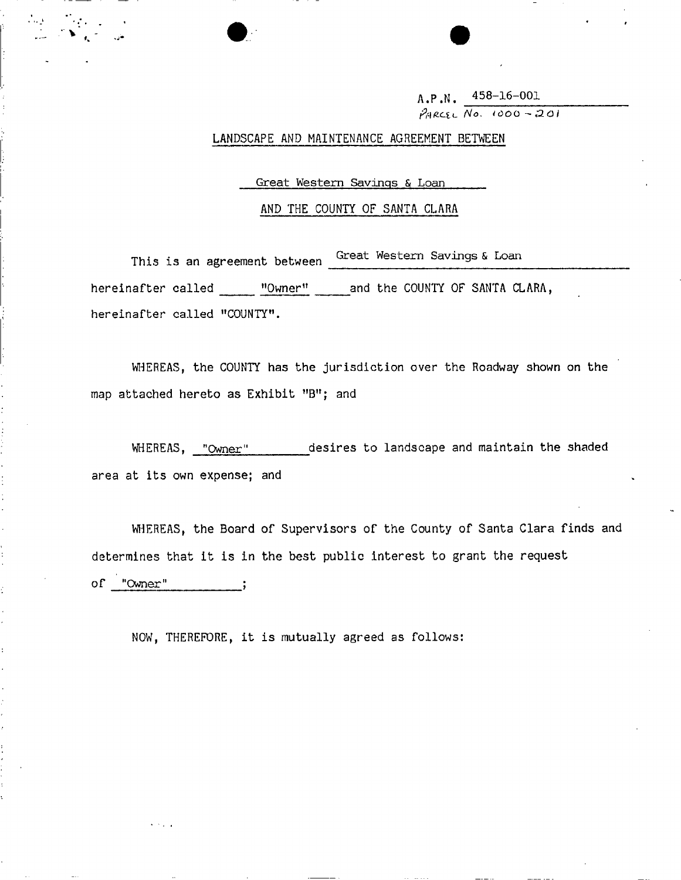A.P.N. 458-16-001

PARCEL No. 1000-201

LANDSCAPE AND MAINTENANCE AGREEMENT BETWEEN

Great Western Savings & Loan

AND THE COUNTY OF SANTA CLARA

This is an agreement between Great Western Savings & Loan hereinafter called "Owner" and the COUNTY OF SANTA CLARA, hereinafter called "COUNTY".

WHEREAS, the COUNTY has the jurisdiction over the Roadway shown on the map attached hereto as Exhibit "B"; and

WHEREAS, "Owner" desires to landscape and maintain the shaded area at its own expense; and

WHEREAS, the Board of Supervisors of the County of Santa Clara finds and determines that it is in the best public interest to grant the request of "Owner";

NOW, THEREFORE, it is mutually agreed as follows: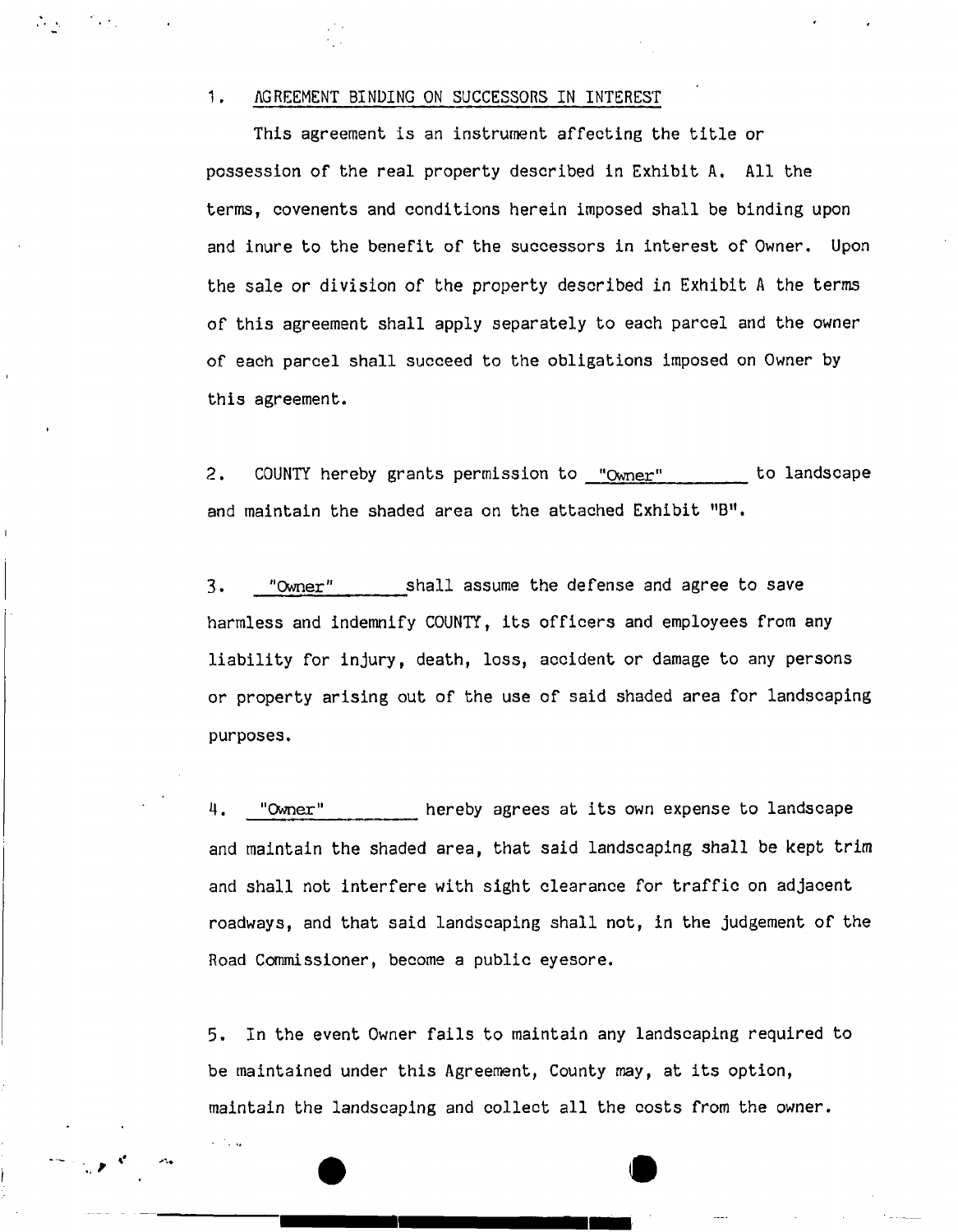1. <u>AGREEMENT BINDING ON SUCCESSORS IN INTEREST</u>

This agreement is an instrument affecting the title or possession of the real property described in Exhibit A. All the terms, covenents and conditions herein imposed shall be binding upon and inure to the benefit of the successors in interest of Owner. Upon the sale or division of the property described in Exhibit A the terms of this agreement shall apply separately to each parcel and the owner of each parcel shall succeed to the obligations imposed on Owner by this agreement.

2. COUNTY hereby grants permission to "Owner" to landscape and maintain the shaded area on the attached Exhibit "B".

3. "Owner" shall assume the defense and agree to save harmless and indemnify COUNTY, its officers and employees from any liability for injury, death, loss, accident or damage to any persons or property arising out of the use of said shaded area for landscaping purposes.

4. "Owner" hereby agrees at its own expense to landscape and maintain the shaded area, that said landscaping shall be kept trim and shall not interfere with sight clearance for traffic on adjacent roadways, and that said landscaping shall not, in the judgement of the Road Commissioner, become a public eyesore.

5. In the event Owner fails to maintain any landscaping required to be maintained under this Agreement, County may, at its option, maintain the landscaping and collect all the costs from the owner.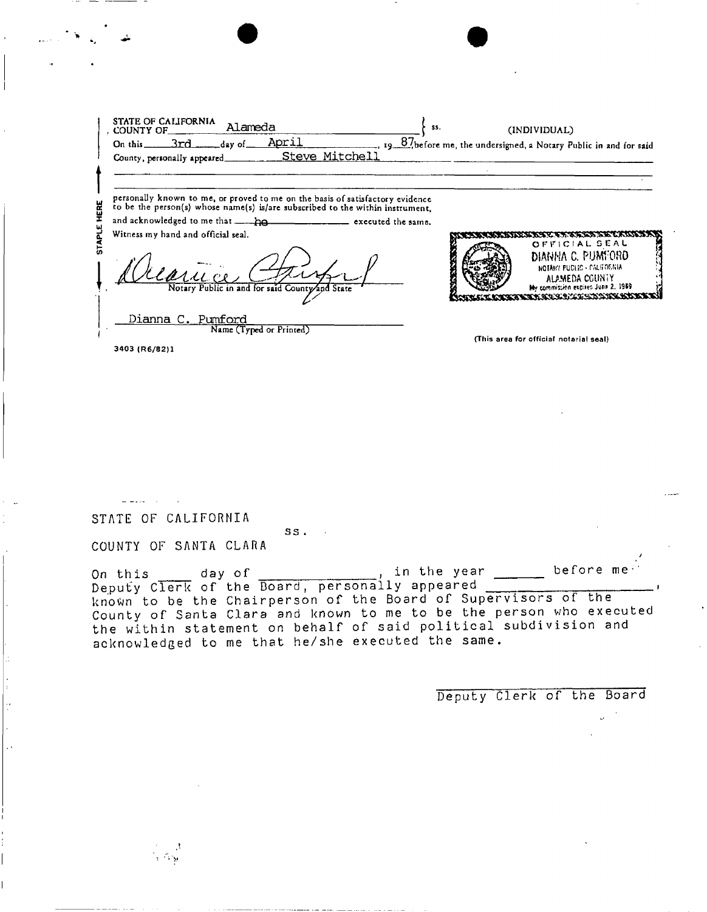STATE OF CALIFORNIA
COUNTY OF Alameda } ss. (INDIVIDUAL)

On this 3rd day of April, 19 87 before me, the undersigned, a Notary Public in and for said County, personally appeared Steve Mitchell

personally known to me, or proved to me on the basis of satisfactory evidence to be the person(s) whose name(s) is/are subscribed to the within instrument, and acknowledged to me that he executed the same.

Witness my hand and official seal.

STAPLE HERE

Notary Public in and for said County and State

Dianna C. Pumford
Name (Typed or Printed)

OFFICIAL SEAL
DIANNA C. PUMFORD
NOTARY PUBLIC - CALIFORNIA
ALAMEDA COUNTY
My commission expires June 2, 1989

(This area for official notarial seal)

3403 (R6/82)1

STATE OF CALIFORNIA
ss.
COUNTY OF SANTA CLARA

On this ____ day of ______________, in the year ______ before me Deputy Clerk of the Board, personally appeared ____________________, known to be the Chairperson of the Board of Supervisors of the County of Santa Clara and known to me to be the person who executed the within statement on behalf of said political subdivision and acknowledged to me that he/she executed the same.

Deputy Clerk of the Board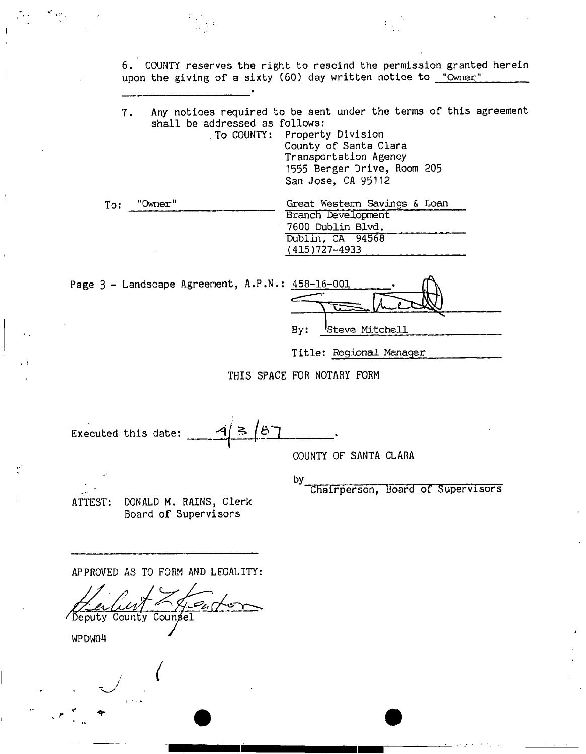6. COUNTY reserves the right to rescind the permission granted herein upon the giving of a sixty (60) day written notice to "Owner" ____________________.

7. Any notices required to be sent under the terms of this agreement shall be addressed as follows:

To COUNTY: Property Division
County of Santa Clara
Transportation Agency
1555 Berger Drive, Room 205
San Jose, CA 95112

To: "Owner"

Great Western Savings & Loan
Branch Development
7600 Dublin Blvd.
Dublin, CA 94568
(415)727-4933

Page 3 - Landscape Agreement, A.P.N.: 458-16-001.

By: Steve Mitchell

Title: Regional Manager

THIS SPACE FOR NOTARY FORM

Executed this date: 4/3/87.

COUNTY OF SANTA CLARA

by ____________________
Chairperson, Board of Supervisors

ATTEST: DONALD M. RAINS, Clerk
Board of Supervisors

____________________

APPROVED AS TO FORM AND LEGALITY:

Deputy County Counsel

WPDW04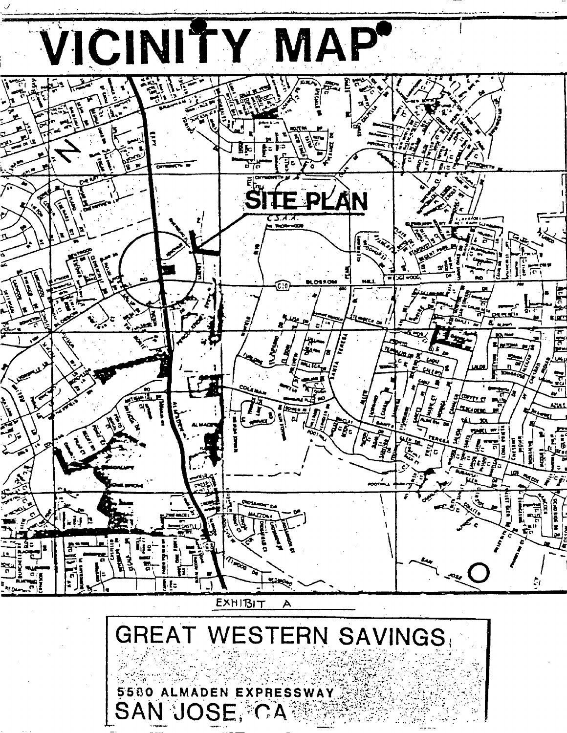# VICINITY MAP

SITE PLAN

EXHIBIT A

GREAT WESTERN SAVINGS

5580 ALMADEN EXPRESSWAY
SAN JOSE, CA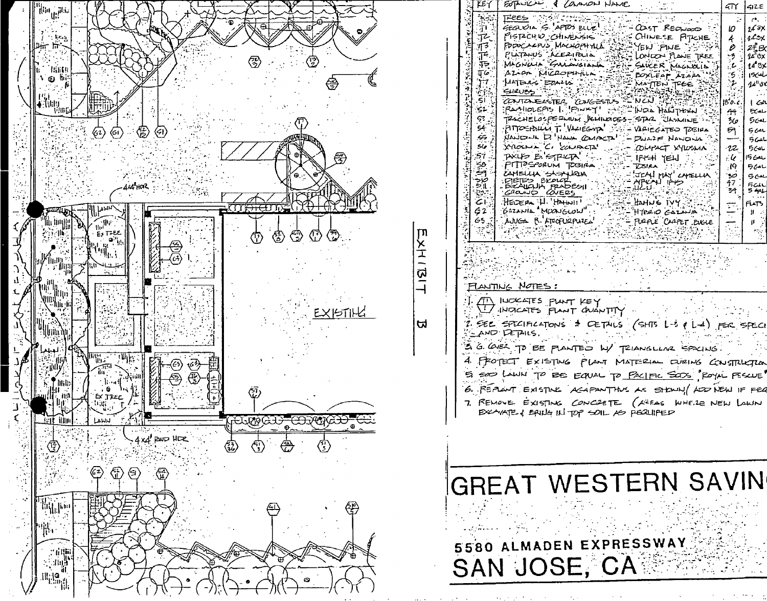EXHIBIT B

EXISTING

| KEY | BOTANICAL & COMMON NAME | | QTY | SIZE |
|---|---|---|---|---|
| | TREES | | | |
| T1 | SEQUOIA S. 'APTOS BLUE' | COAST REDWOOD | 10 | 24"BX |
| T2 | PISTACHIO CHINENSIS | CHINESE PISTACHE | 4 | 24"BX |
| T3 | PODOCARPUS MACROPHYLLA | YEW PINE | 8 | 24"BX |
| T4 | PLATANUS ACERIFOLIA | LONDON PLANE TREE | 3 | 24"BX |
| T5 | MAGNOLIA SOULANGIANA | SAUCER MAGNOLIA | 2 | 24"BX |
| T6 | AZARA MICROPHYLLA | BOXLEAF AZARA | 5 | 15GAL |
| T7 | MAYTENUS BOARIA | MAYTEN TREE | 2 | 24"BX |
| | SHRUBS | | | |
| S1 | COTONEASTER CONGESTUS | NCN | 18"O.C. | 1 GAL |
| S2 | RAPHIOLEPIS I. 'PINKY' | INDIA HAWTHORN | 44 | 5GAL |
| S3 | TRACHELOSPERMUM JASMINOIDES | STAR JASMINE | 36 | 5GAL |
| S4 | PITTOSPORUM T. 'VARIEGATA' | VARIEGATED TOBIRA | 59 | 5GAL |
| S5 | NANDINA D. 'NANA COMPACTA' | DWARF NANDINA | — | 5GAL |
| S6 | XYLOSMA C. 'COMPACTA' | COMPACT XYLOSMA | 22 | 5GAL |
| S7 | TAXUS B. 'STRICTA' | IRISH YEW | 6 | 15GAL |
| S8 | PITTOSPORUM TOBIRA | TOBIRA | 19 | 5GAL |
| S9 | CAMELLIA SASANQUA | 'JEAN MAY' CAMELLIA | 30 | 5GAL |
| S10 | DIETES BICOLOR | AFRICAN IRIS | 47 | 5GAL |
| S11 | ESCALLONIA FRADESII | NCN | 34 | 5GAL |
| | GROUND COVERS | | | |
| G1 | HEDERA H. 'HAHNII' | HAHNS IVY | — | FLATS |
| G2 | GAZANIA 'MOONGLOW' | HYBRID GAZANIA | — | " |
| G3 | AJUGA R. 'ATROPURPUREA' | PURPLE CARPET BUGLE | — | " |

PLANTING NOTES:

1. (T1) INDICATES PLANT KEY / INDICATES PLANT QUANTITY
2. SEE SPECIFICATIONS & DETAILS (SHTS L-3 & L-4) FOR SPECI... AND DETAILS.
3. G. COVER TO BE PLANTED W/ TRIANGULAR SPACING.
4. PROTECT EXISTING PLANT MATERIAL DURING CONSTRUCTION...
5. SOD LAWN TO BE EQUAL TO PACIFIC SODS 'ROYAL FESCUE'...
6. REPLANT EXISTING AGAPANTHUS AS SHOWN (ADD NEW IF REQ...
7. REMOVE EXISTING CONCRETE (AREAS WHERE NEW LAWN... EXCAVATE & BRING IN TOP SOIL AS REQUIRED

# GREAT WESTERN SAVIN...

5580 ALMADEN EXPRESSWAY

SAN JOSE, CA